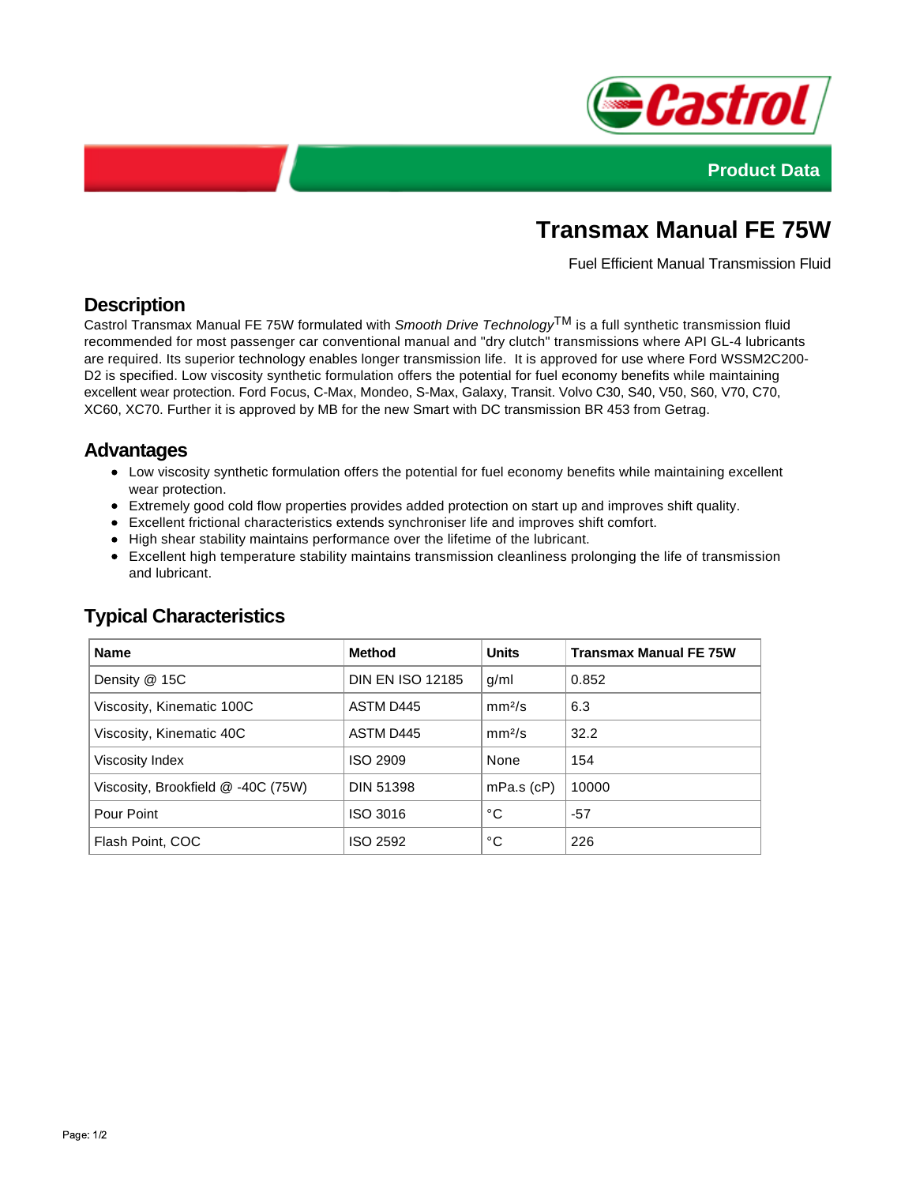Castrol

Product Data

# Transmax Manual FE 75W

Fuel Efficient Manual Transmission Fluid

## Description

Castrol Transmax Manual FE 75W formulated with *Smooth Drive Technology*™ is a full synthetic transmission fluid recommended for most passenger car conventional manual and "dry clutch" transmissions where API GL-4 lubricants are required. Its superior technology enables longer transmission life. It is approved for use where Ford WSSM2C200-D2 is specified. Low viscosity synthetic formulation offers the potential for fuel economy benefits while maintaining excellent wear protection. Ford Focus, C-Max, Mondeo, S-Max, Galaxy, Transit. Volvo C30, S40, V50, S60, V70, C70, XC60, XC70. Further it is approved by MB for the new Smart with DC transmission BR 453 from Getrag.

## Advantages

- Low viscosity synthetic formulation offers the potential for fuel economy benefits while maintaining excellent wear protection.
- Extremely good cold flow properties provides added protection on start up and improves shift quality.
- Excellent frictional characteristics extends synchroniser life and improves shift comfort.
- High shear stability maintains performance over the lifetime of the lubricant.
- Excellent high temperature stability maintains transmission cleanliness prolonging the life of transmission and lubricant.

## Typical Characteristics

| Name | Method | Units | Transmax Manual FE 75W |
|---|---|---|---|
| Density @ 15C | DIN EN ISO 12185 | g/ml | 0.852 |
| Viscosity, Kinematic 100C | ASTM D445 | mm²/s | 6.3 |
| Viscosity, Kinematic 40C | ASTM D445 | mm²/s | 32.2 |
| Viscosity Index | ISO 2909 | None | 154 |
| Viscosity, Brookfield @ -40C (75W) | DIN 51398 | mPa.s (cP) | 10000 |
| Pour Point | ISO 3016 | °C | -57 |
| Flash Point, COC | ISO 2592 | °C | 226 |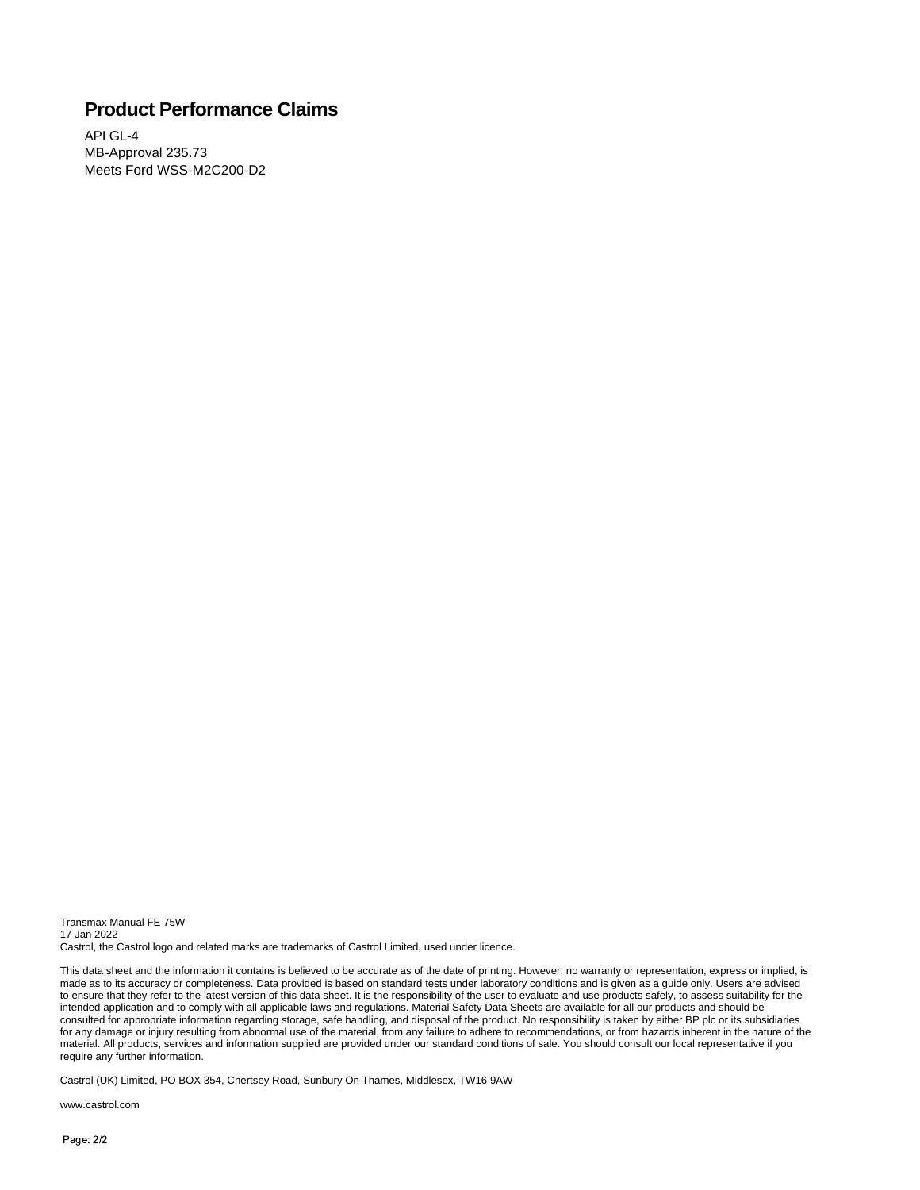## Product Performance Claims

API GL-4
MB-Approval 235.73
Meets Ford WSS-M2C200-D2

Transmax Manual FE 75W
17 Jan 2022
Castrol, the Castrol logo and related marks are trademarks of Castrol Limited, used under licence.

This data sheet and the information it contains is believed to be accurate as of the date of printing. However, no warranty or representation, express or implied, is made as to its accuracy or completeness. Data provided is based on standard tests under laboratory conditions and is given as a guide only. Users are advised to ensure that they refer to the latest version of this data sheet. It is the responsibility of the user to evaluate and use products safely, to assess suitability for the intended application and to comply with all applicable laws and regulations. Material Safety Data Sheets are available for all our products and should be consulted for appropriate information regarding storage, safe handling, and disposal of the product. No responsibility is taken by either BP plc or its subsidiaries for any damage or injury resulting from abnormal use of the material, from any failure to adhere to recommendations, or from hazards inherent in the nature of the material. All products, services and information supplied are provided under our standard conditions of sale. You should consult our local representative if you require any further information.

Castrol (UK) Limited, PO BOX 354, Chertsey Road, Sunbury On Thames, Middlesex, TW16 9AW

www.castrol.com